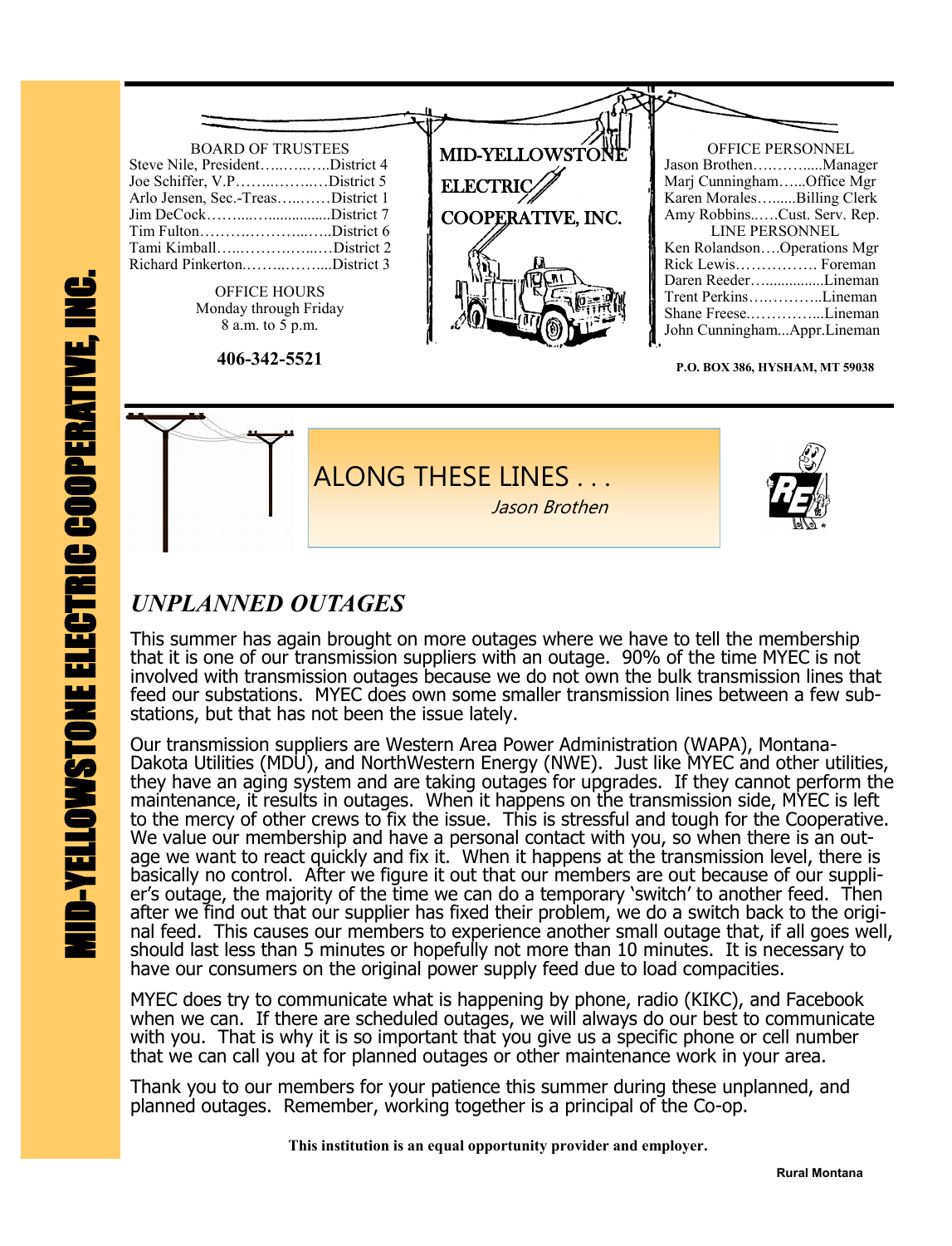# MID-YELLOWSTONE ELECTRIC COOPERATIVE, INC.

**BOARD OF TRUSTEES**

Steve Nile, President……………District 4
Joe Schiffer, V.P……………….District 5
Arlo Jensen, Sec.-Treas…………District 1
Jim DeCock…………..................District 7
Tim Fulton……………………….District 6
Tami Kimball……………………District 2
Richard Pinkerton……………....District 3

**OFFICE HOURS**
Monday through Friday
8 a.m. to 5 p.m.

**406-342-5521**

MID-YELLOWSTONE ELECTRIC COOPERATIVE, INC.

**OFFICE PERSONNEL**

Jason Brothen…………....Manager
Marj Cunningham…...Office Mgr
Karen Morales…......Billing Clerk
Amy Robbins..….Cust. Serv. Rep.

**LINE PERSONNEL**

Ken Rolandson….Operations Mgr
Rick Lewis……………. Foreman
Daren Reeder…...............Lineman
Trent Perkins…………..Lineman
Shane Freese.…………...Lineman
John Cunningham...Appr.Lineman

**P.O. BOX 386, HYSHAM, MT 59038**

## ALONG THESE LINES . . .

*Jason Brothen*

### *UNPLANNED OUTAGES*

This summer has again brought on more outages where we have to tell the membership that it is one of our transmission suppliers with an outage. 90% of the time MYEC is not involved with transmission outages because we do not own the bulk transmission lines that feed our substations. MYEC does own some smaller transmission lines between a few sub-stations, but that has not been the issue lately.

Our transmission suppliers are Western Area Power Administration (WAPA), Montana-Dakota Utilities (MDU), and NorthWestern Energy (NWE). Just like MYEC and other utilities, they have an aging system and are taking outages for upgrades. If they cannot perform the maintenance, it results in outages. When it happens on the transmission side, MYEC is left to the mercy of other crews to fix the issue. This is stressful and tough for the Cooperative. We value our membership and have a personal contact with you, so when there is an outage we want to react quickly and fix it. When it happens at the transmission level, there is basically no control. After we figure it out that our members are out because of our supplier's outage, the majority of the time we can do a temporary 'switch' to another feed. Then after we find out that our supplier has fixed their problem, we do a switch back to the original feed. This causes our members to experience another small outage that, if all goes well, should last less than 5 minutes or hopefully not more than 10 minutes. It is necessary to have our consumers on the original power supply feed due to load compacities.

MYEC does try to communicate what is happening by phone, radio (KIKC), and Facebook when we can. If there are scheduled outages, we will always do our best to communicate with you. That is why it is so important that you give us a specific phone or cell number that we can call you at for planned outages or other maintenance work in your area.

Thank you to our members for your patience this summer during these unplanned, and planned outages. Remember, working together is a principal of the Co-op.

**This institution is an equal opportunity provider and employer.**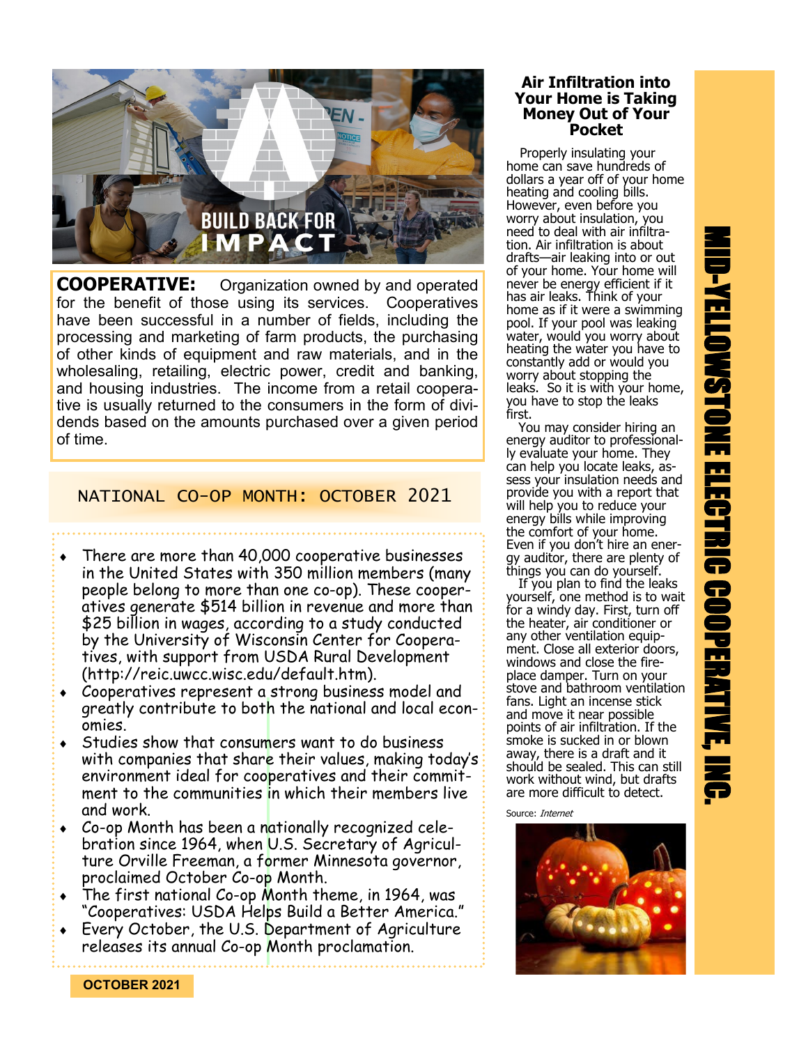**COOPERATIVE:** Organization owned by and operated for the benefit of those using its services. Cooperatives have been successful in a number of fields, including the processing and marketing of farm products, the purchasing of other kinds of equipment and raw materials, and in the wholesaling, retailing, electric power, credit and banking, and housing industries. The income from a retail cooperative is usually returned to the consumers in the form of dividends based on the amounts purchased over a given period of time.

## NATIONAL CO-OP MONTH: OCTOBER 2021

- There are more than 40,000 cooperative businesses in the United States with 350 million members (many people belong to more than one co-op). These cooperatives generate $514 billion in revenue and more than $25 billion in wages, according to a study conducted by the University of Wisconsin Center for Cooperatives, with support from USDA Rural Development (http://reic.uwcc.wisc.edu/default.htm).
- Cooperatives represent a strong business model and greatly contribute to both the national and local economies.
- Studies show that consumers want to do business with companies that share their values, making today's environment ideal for cooperatives and their commitment to the communities in which their members live and work.
- Co-op Month has been a nationally recognized celebration since 1964, when U.S. Secretary of Agriculture Orville Freeman, a former Minnesota governor, proclaimed October Co-op Month.
- The first national Co-op Month theme, in 1964, was "Cooperatives: USDA Helps Build a Better America."
- Every October, the U.S. Department of Agriculture releases its annual Co-op Month proclamation.

## Air Infiltration into Your Home is Taking Money Out of Your Pocket

Properly insulating your home can save hundreds of dollars a year off of your home heating and cooling bills. However, even before you worry about insulation, you need to deal with air infiltration. Air infiltration is about drafts—air leaking into or out of your home. Your home will never be energy efficient if it has air leaks. Think of your home as if it were a swimming pool. If your pool was leaking water, would you worry about heating the water you have to constantly add or would you worry about stopping the leaks. So it is with your home, you have to stop the leaks first.

You may consider hiring an energy auditor to professionally evaluate your home. They can help you locate leaks, assess your insulation needs and provide you with a report that will help you to reduce your energy bills while improving the comfort of your home. Even if you don't hire an energy auditor, there are plenty of things you can do yourself.

If you plan to find the leaks yourself, one method is to wait for a windy day. First, turn off the heater, air conditioner or any other ventilation equipment. Close all exterior doors, windows and close the fireplace damper. Turn on your stove and bathroom ventilation fans. Light an incense stick and move it near possible points of air infiltration. If the smoke is sucked in or blown away, there is a draft and it should be sealed. This can still work without wind, but drafts are more difficult to detect.

Source: *Internet*

**MID-YELLOWSTONE ELECTRIC COOPERATIVE, INC.**

**OCTOBER 2021**